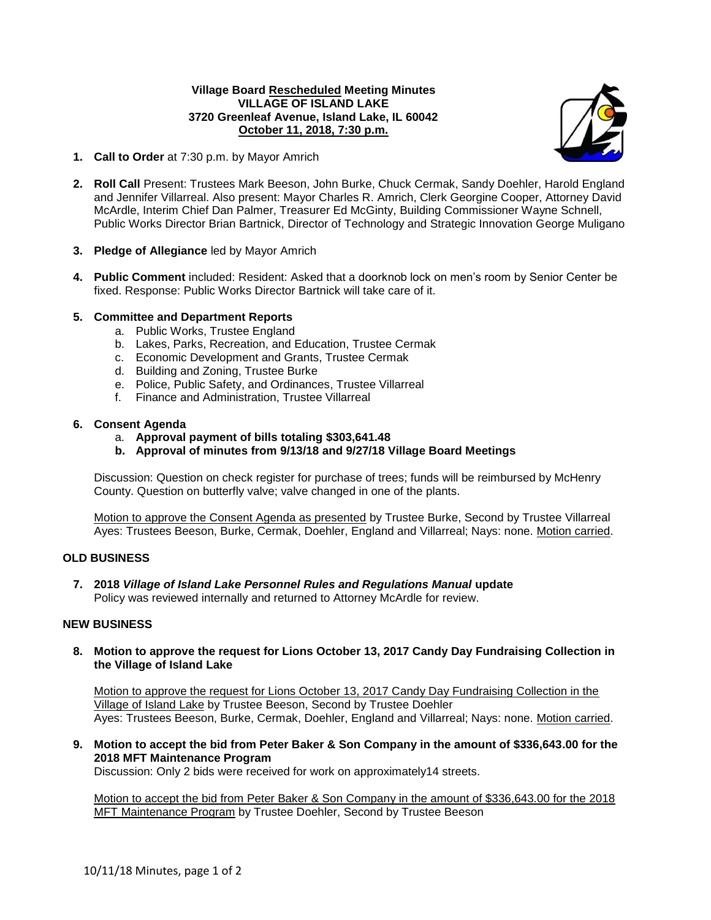**Village Board Rescheduled Meeting Minutes**
**VILLAGE OF ISLAND LAKE**
**3720 Greenleaf Avenue, Island Lake, IL 60042**
**October 11, 2018, 7:30 p.m.**

1. **Call to Order** at 7:30 p.m. by Mayor Amrich

2. **Roll Call** Present: Trustees Mark Beeson, John Burke, Chuck Cermak, Sandy Doehler, Harold England and Jennifer Villarreal. Also present: Mayor Charles R. Amrich, Clerk Georgine Cooper, Attorney David McArdle, Interim Chief Dan Palmer, Treasurer Ed McGinty, Building Commissioner Wayne Schnell, Public Works Director Brian Bartnick, Director of Technology and Strategic Innovation George Muligano

3. **Pledge of Allegiance** led by Mayor Amrich

4. **Public Comment** included: Resident: Asked that a doorknob lock on men's room by Senior Center be fixed. Response: Public Works Director Bartnick will take care of it.

5. **Committee and Department Reports**
   a. Public Works, Trustee England
   b. Lakes, Parks, Recreation, and Education, Trustee Cermak
   c. Economic Development and Grants, Trustee Cermak
   d. Building and Zoning, Trustee Burke
   e. Police, Public Safety, and Ordinances, Trustee Villarreal
   f. Finance and Administration, Trustee Villarreal

6. **Consent Agenda**
   a. **Approval payment of bills totaling $303,641.48**
   b. **Approval of minutes from 9/13/18 and 9/27/18 Village Board Meetings**

   Discussion: Question on check register for purchase of trees; funds will be reimbursed by McHenry County. Question on butterfly valve; valve changed in one of the plants.

   Motion to approve the Consent Agenda as presented by Trustee Burke, Second by Trustee Villarreal
   Ayes: Trustees Beeson, Burke, Cermak, Doehler, England and Villarreal; Nays: none. Motion carried.

## OLD BUSINESS

7. **2018 *Village of Island Lake Personnel Rules and Regulations Manual* update**
   Policy was reviewed internally and returned to Attorney McArdle for review.

## NEW BUSINESS

8. **Motion to approve the request for Lions October 13, 2017 Candy Day Fundraising Collection in the Village of Island Lake**

   Motion to approve the request for Lions October 13, 2017 Candy Day Fundraising Collection in the Village of Island Lake by Trustee Beeson, Second by Trustee Doehler
   Ayes: Trustees Beeson, Burke, Cermak, Doehler, England and Villarreal; Nays: none. Motion carried.

9. **Motion to accept the bid from Peter Baker & Son Company in the amount of $336,643.00 for the 2018 MFT Maintenance Program**
   Discussion: Only 2 bids were received for work on approximately14 streets.

   Motion to accept the bid from Peter Baker & Son Company in the amount of $336,643.00 for the 2018 MFT Maintenance Program by Trustee Doehler, Second by Trustee Beeson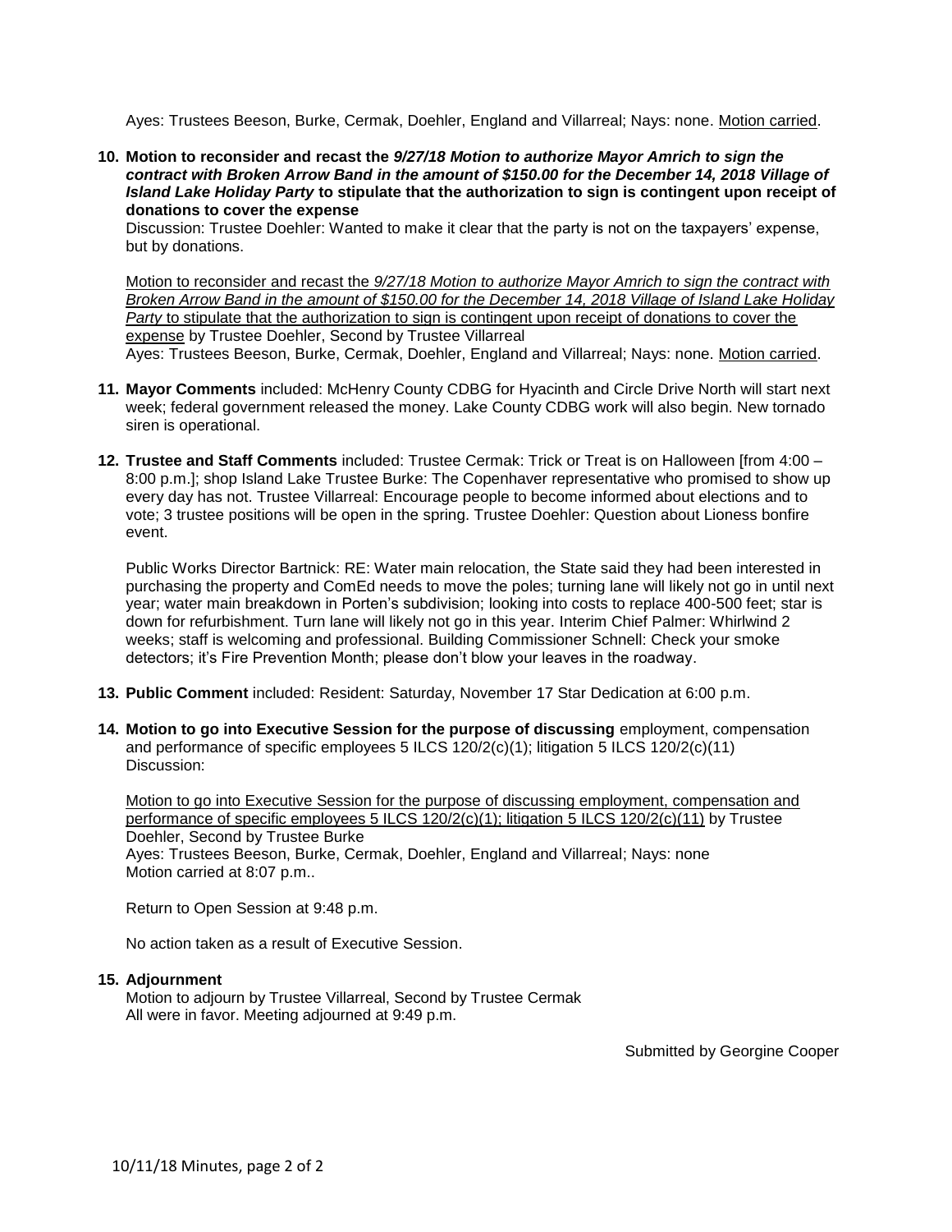Ayes: Trustees Beeson, Burke, Cermak, Doehler, England and Villarreal; Nays: none. Motion carried.

**10. Motion to reconsider and recast the *9/27/18 Motion to authorize Mayor Amrich to sign the contract with Broken Arrow Band in the amount of $150.00 for the December 14, 2018 Village of Island Lake Holiday Party* to stipulate that the authorization to sign is contingent upon receipt of donations to cover the expense**

Discussion: Trustee Doehler: Wanted to make it clear that the party is not on the taxpayers' expense, but by donations.

Motion to reconsider and recast the *9/27/18 Motion to authorize Mayor Amrich to sign the contract with Broken Arrow Band in the amount of $150.00 for the December 14, 2018 Village of Island Lake Holiday Party* to stipulate that the authorization to sign is contingent upon receipt of donations to cover the expense by Trustee Doehler, Second by Trustee Villarreal
Ayes: Trustees Beeson, Burke, Cermak, Doehler, England and Villarreal; Nays: none. Motion carried.

**11. Mayor Comments** included: McHenry County CDBG for Hyacinth and Circle Drive North will start next week; federal government released the money. Lake County CDBG work will also begin. New tornado siren is operational.

**12. Trustee and Staff Comments** included: Trustee Cermak: Trick or Treat is on Halloween [from 4:00 – 8:00 p.m.]; shop Island Lake Trustee Burke: The Copenhaver representative who promised to show up every day has not. Trustee Villarreal: Encourage people to become informed about elections and to vote; 3 trustee positions will be open in the spring. Trustee Doehler: Question about Lioness bonfire event.

Public Works Director Bartnick: RE: Water main relocation, the State said they had been interested in purchasing the property and ComEd needs to move the poles; turning lane will likely not go in until next year; water main breakdown in Porten's subdivision; looking into costs to replace 400-500 feet; star is down for refurbishment. Turn lane will likely not go in this year. Interim Chief Palmer: Whirlwind 2 weeks; staff is welcoming and professional. Building Commissioner Schnell: Check your smoke detectors; it's Fire Prevention Month; please don't blow your leaves in the roadway.

**13. Public Comment** included: Resident: Saturday, November 17 Star Dedication at 6:00 p.m.

**14. Motion to go into Executive Session for the purpose of discussing** employment, compensation and performance of specific employees 5 ILCS 120/2(c)(1); litigation 5 ILCS 120/2(c)(11)
Discussion:

Motion to go into Executive Session for the purpose of discussing employment, compensation and performance of specific employees 5 ILCS 120/2(c)(1); litigation 5 ILCS 120/2(c)(11) by Trustee Doehler, Second by Trustee Burke
Ayes: Trustees Beeson, Burke, Cermak, Doehler, England and Villarreal; Nays: none
Motion carried at 8:07 p.m..

Return to Open Session at 9:48 p.m.

No action taken as a result of Executive Session.

**15. Adjournment**
Motion to adjourn by Trustee Villarreal, Second by Trustee Cermak
All were in favor. Meeting adjourned at 9:49 p.m.

Submitted by Georgine Cooper